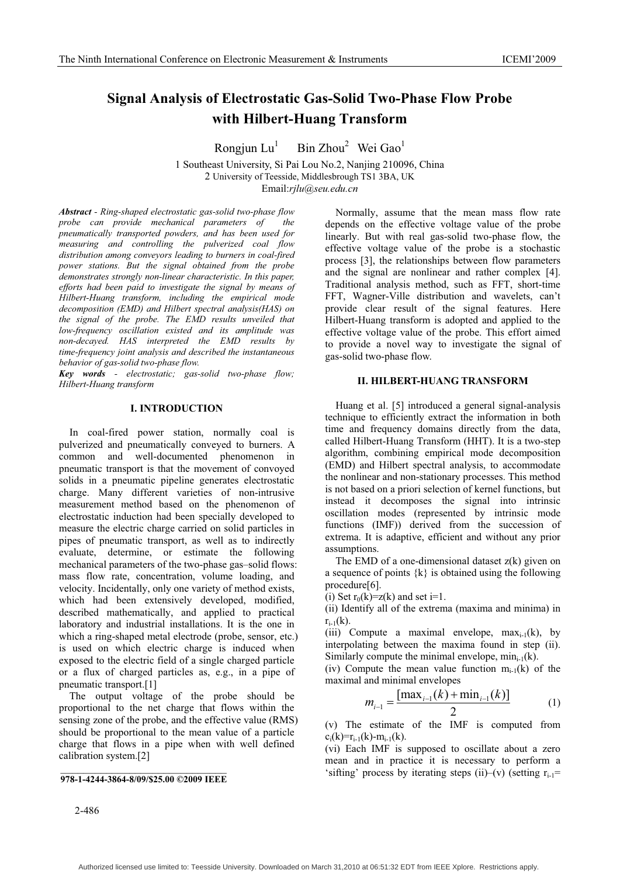# Signal Analysis of Electrostatic Gas-Solid Two-Phase Flow Probe with Hilbert-Huang Transform

Rongjun Lu[1] Bin Zhou[2] Wei Gao[1]

1 Southeast University, Si Pai Lou No.2, Nanjing 210096, China
2 University of Teesside, Middlesbrough TS1 3BA, UK
Email:rjlu@seu.edu.cn

***Abstract*** *- Ring-shaped electrostatic gas-solid two-phase flow probe can provide mechanical parameters of the pneumatically transported powders, and has been used for measuring and controlling the pulverized coal flow distribution among conveyors leading to burners in coal-fired power stations. But the signal obtained from the probe demonstrates strongly non-linear characteristic. In this paper, efforts had been paid to investigate the signal by means of Hilbert-Huang transform, including the empirical mode decomposition (EMD) and Hilbert spectral analysis(HAS) on the signal of the probe. The EMD results unveiled that low-frequency oscillation existed and its amplitude was non-decayed. HAS interpreted the EMD results by time-frequency joint analysis and described the instantaneous behavior of gas-solid two-phase flow.*

***Key words*** *- electrostatic; gas-solid two-phase flow; Hilbert-Huang transform*

## I. INTRODUCTION

In coal-fired power station, normally coal is pulverized and pneumatically conveyed to burners. A common and well-documented phenomenon in pneumatic transport is that the movement of convoyed solids in a pneumatic pipeline generates electrostatic charge. Many different varieties of non-intrusive measurement method based on the phenomenon of electrostatic induction had been specially developed to measure the electric charge carried on solid particles in pipes of pneumatic transport, as well as to indirectly evaluate, determine, or estimate the following mechanical parameters of the two-phase gas–solid flows: mass flow rate, concentration, volume loading, and velocity. Incidentally, only one variety of method exists, which had been extensively developed, modified, described mathematically, and applied to practical laboratory and industrial installations. It is the one in which a ring-shaped metal electrode (probe, sensor, etc.) is used on which electric charge is induced when exposed to the electric field of a single charged particle or a flux of charged particles as, e.g., in a pipe of pneumatic transport.[1]

The output voltage of the probe should be proportional to the net charge that flows within the sensing zone of the probe, and the effective value (RMS) should be proportional to the mean value of a particle charge that flows in a pipe when with well defined calibration system.[2]

978-1-4244-3864-8/09/$25.00 ©2009 IEEE

Normally, assume that the mean mass flow rate depends on the effective voltage value of the probe linearly. But with real gas-solid two-phase flow, the effective voltage value of the probe is a stochastic process [3], the relationships between flow parameters and the signal are nonlinear and rather complex [4]. Traditional analysis method, such as FFT, short-time FFT, Wagner-Ville distribution and wavelets, can't provide clear result of the signal features. Here Hilbert-Huang transform is adopted and applied to the effective voltage value of the probe. This effort aimed to provide a novel way to investigate the signal of gas-solid two-phase flow.

## II. HILBERT-HUANG TRANSFORM

Huang et al. [5] introduced a general signal-analysis technique to efficiently extract the information in both time and frequency domains directly from the data, called Hilbert-Huang Transform (HHT). It is a two-step algorithm, combining empirical mode decomposition (EMD) and Hilbert spectral analysis, to accommodate the nonlinear and non-stationary processes. This method is not based on a priori selection of kernel functions, but instead it decomposes the signal into intrinsic oscillation modes (represented by intrinsic mode functions (IMF)) derived from the succession of extrema. It is adaptive, efficient and without any prior assumptions.

The EMD of a one-dimensional dataset $z(k)$ given on a sequence of points $\{k\}$ is obtained using the following procedure[6].

(i) Set $r_0(k)=z(k)$ and set $i=1$.

(ii) Identify all of the extrema (maxima and minima) in $r_{i-1}(k)$.

(iii) Compute a maximal envelope, $\max_{i-1}(k)$, by interpolating between the maxima found in step (ii). Similarly compute the minimal envelope, $\min_{i-1}(k)$.

(iv) Compute the mean value function $m_{i-1}(k)$ of the maximal and minimal envelopes

$$m_{i-1} = \frac{[\max_{i-1}(k) + \min_{i-1}(k)]}{2} \tag{1}$$

(v) The estimate of the IMF is computed from $c_i(k)=r_{i-1}(k)-m_{i-1}(k)$.

(vi) Each IMF is supposed to oscillate about a zero mean and in practice it is necessary to perform a 'sifting' process by iterating steps (ii)–(v) (setting $r_{i-1}=$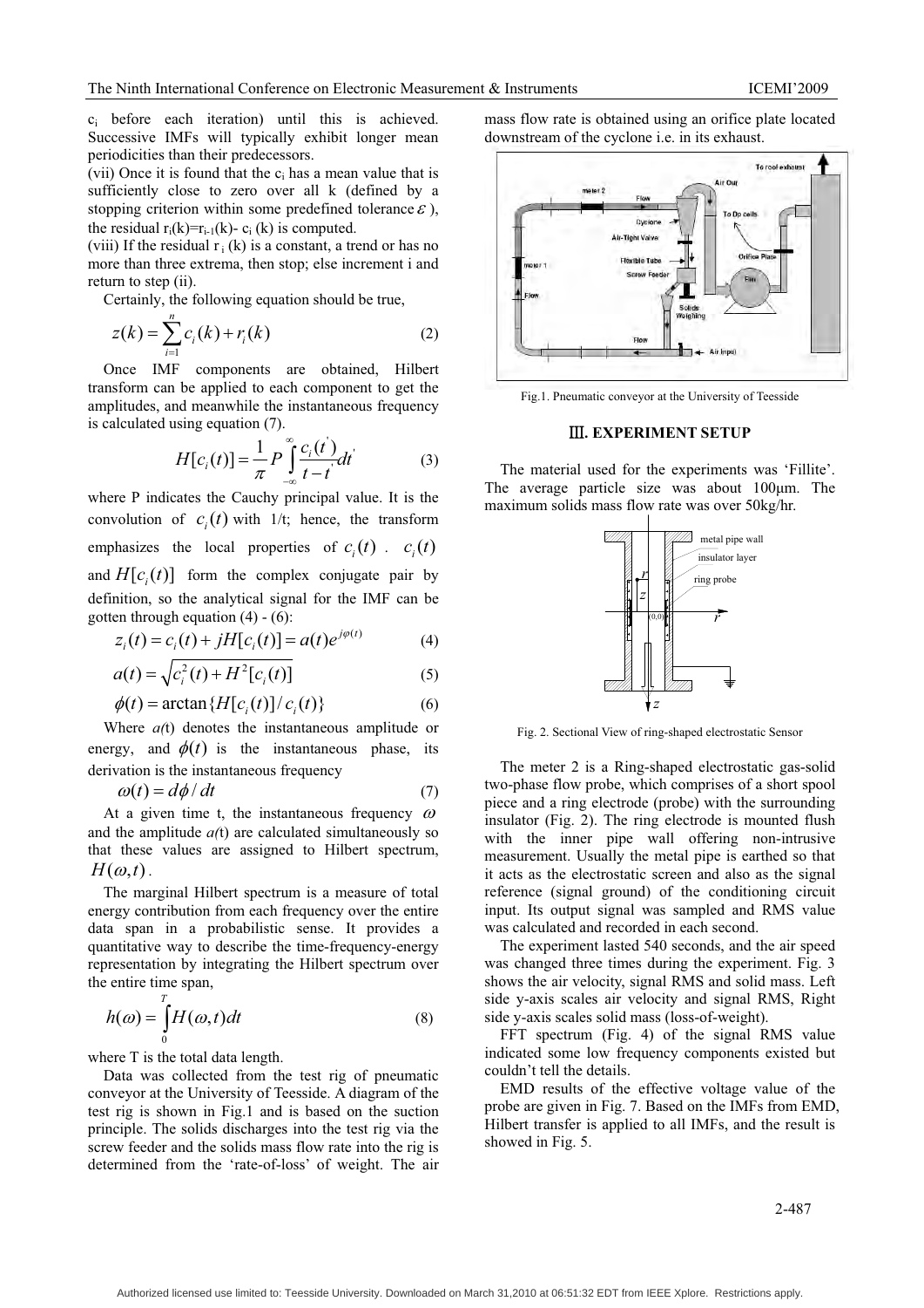$c_i$ before each iteration) until this is achieved. Successive IMFs will typically exhibit longer mean periodicities than their predecessors.

(vii) Once it is found that the $c_i$ has a mean value that is sufficiently close to zero over all k (defined by a stopping criterion within some predefined tolerance $\varepsilon$ ), the residual $r_i(k)=r_{i-1}(k)- c_i (k)$ is computed.

(viii) If the residual $r_i (k)$ is a constant, a trend or has no more than three extrema, then stop; else increment i and return to step (ii).

Certainly, the following equation should be true,

$$z(k) = \sum_{i=1}^{n} c_i(k) + r_i(k) \tag{2}$$

Once IMF components are obtained, Hilbert transform can be applied to each component to get the amplitudes, and meanwhile the instantaneous frequency is calculated using equation (7).

$$H[c_i(t)] = \frac{1}{\pi} P \int_{-\infty}^{\infty} \frac{c_i(t')}{t-t'} dt' \tag{3}$$

where P indicates the Cauchy principal value. It is the convolution of $c_i(t)$ with 1/t; hence, the transform emphasizes the local properties of $c_i(t)$ . $c_i(t)$ and $H[c_i(t)]$ form the complex conjugate pair by definition, so the analytical signal for the IMF can be gotten through equation (4) - (6):

$$z_i(t) = c_i(t) + jH[c_i(t)] = a(t)e^{j\varphi(t)} \tag{4}$$

$$a(t) = \sqrt{c_i^2(t) + H^2[c_i(t)]} \tag{5}$$

$$\phi(t) = \arctan\{H[c_i(t)]/c_i(t)\} \tag{6}$$

Where *a(*t) denotes the instantaneous amplitude or energy, and $\phi(t)$ is the instantaneous phase, its derivation is the instantaneous frequency

$$\omega(t) = d\phi / dt \tag{7}$$

At a given time t, the instantaneous frequency $\omega$ and the amplitude *a(*t) are calculated simultaneously so that these values are assigned to Hilbert spectrum, $H(\omega, t)$.

The marginal Hilbert spectrum is a measure of total energy contribution from each frequency over the entire data span in a probabilistic sense. It provides a quantitative way to describe the time-frequency-energy representation by integrating the Hilbert spectrum over the entire time span,

$$h(\omega) = \int_0^T H(\omega, t) dt \tag{8}$$

where T is the total data length.

Data was collected from the test rig of pneumatic conveyor at the University of Teesside. A diagram of the test rig is shown in Fig.1 and is based on the suction principle. The solids discharges into the test rig via the screw feeder and the solids mass flow rate into the rig is determined from the 'rate-of-loss' of weight. The air mass flow rate is obtained using an orifice plate located downstream of the cyclone i.e. in its exhaust.

Fig.1. Pneumatic conveyor at the University of Teesside

## Ⅲ. EXPERIMENT SETUP

The material used for the experiments was 'Fillite'. The average particle size was about 100μm. The maximum solids mass flow rate was over 50kg/hr.

Fig. 2. Sectional View of ring-shaped electrostatic Sensor

The meter 2 is a Ring-shaped electrostatic gas-solid two-phase flow probe, which comprises of a short spool piece and a ring electrode (probe) with the surrounding insulator (Fig. 2). The ring electrode is mounted flush with the inner pipe wall offering non-intrusive measurement. Usually the metal pipe is earthed so that it acts as the electrostatic screen and also as the signal reference (signal ground) of the conditioning circuit input. Its output signal was sampled and RMS value was calculated and recorded in each second.

The experiment lasted 540 seconds, and the air speed was changed three times during the experiment. Fig. 3 shows the air velocity, signal RMS and solid mass. Left side y-axis scales air velocity and signal RMS, Right side y-axis scales solid mass (loss-of-weight).

FFT spectrum (Fig. 4) of the signal RMS value indicated some low frequency components existed but couldn't tell the details.

EMD results of the effective voltage value of the probe are given in Fig. 7. Based on the IMFs from EMD, Hilbert transfer is applied to all IMFs, and the result is showed in Fig. 5.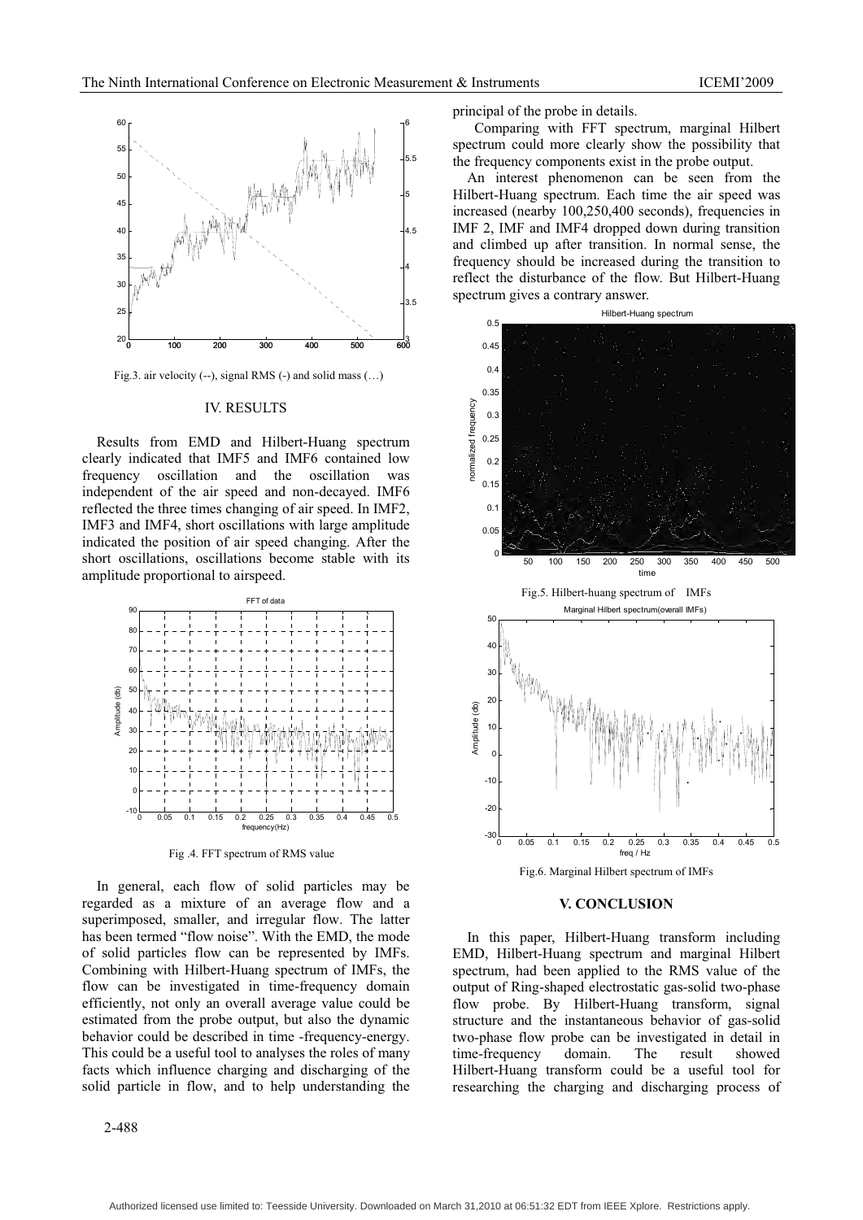Fig.3. air velocity (--), signal RMS (-) and solid mass (…)

## IV. RESULTS

Results from EMD and Hilbert-Huang spectrum clearly indicated that IMF5 and IMF6 contained low frequency oscillation and the oscillation was independent of the air speed and non-decayed. IMF6 reflected the three times changing of air speed. In IMF2, IMF3 and IMF4, short oscillations with large amplitude indicated the position of air speed changing. After the short oscillations, oscillations become stable with its amplitude proportional to airspeed.

Fig .4. FFT spectrum of RMS value

In general, each flow of solid particles may be regarded as a mixture of an average flow and a superimposed, smaller, and irregular flow. The latter has been termed "flow noise". With the EMD, the mode of solid particles flow can be represented by IMFs. Combining with Hilbert-Huang spectrum of IMFs, the flow can be investigated in time-frequency domain efficiently, not only an overall average value could be estimated from the probe output, but also the dynamic behavior could be described in time -frequency-energy. This could be a useful tool to analyses the roles of many facts which influence charging and discharging of the solid particle in flow, and to help understanding the principal of the probe in details.

Comparing with FFT spectrum, marginal Hilbert spectrum could more clearly show the possibility that the frequency components exist in the probe output.

An interest phenomenon can be seen from the Hilbert-Huang spectrum. Each time the air speed was increased (nearby 100,250,400 seconds), frequencies in IMF 2, IMF and IMF4 dropped down during transition and climbed up after transition. In normal sense, the frequency should be increased during the transition to reflect the disturbance of the flow. But Hilbert-Huang spectrum gives a contrary answer.

Fig.5. Hilbert-huang spectrum of IMFs

Fig.6. Marginal Hilbert spectrum of IMFs

## V. CONCLUSION

In this paper, Hilbert-Huang transform including EMD, Hilbert-Huang spectrum and marginal Hilbert spectrum, had been applied to the RMS value of the output of Ring-shaped electrostatic gas-solid two-phase flow probe. By Hilbert-Huang transform, signal structure and the instantaneous behavior of gas-solid two-phase flow probe can be investigated in detail in time-frequency domain. The result showed Hilbert-Huang transform could be a useful tool for researching the charging and discharging process of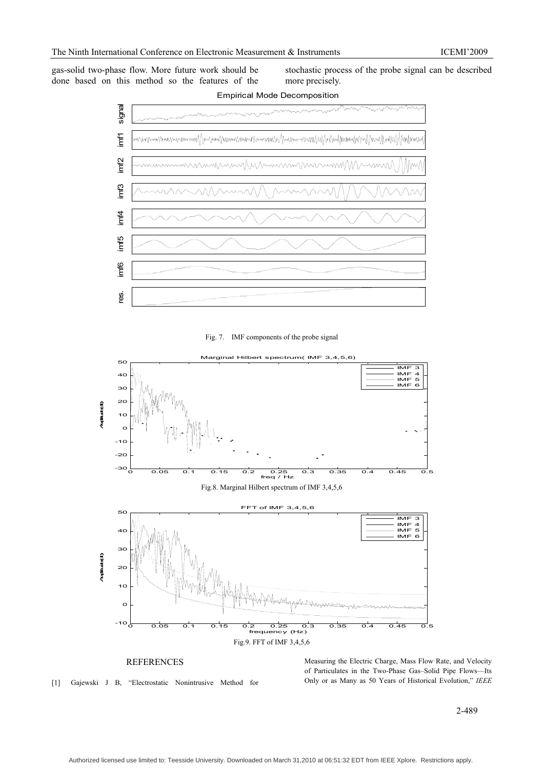gas-solid two-phase flow. More future work should be done based on this method so the features of the stochastic process of the probe signal can be described more precisely.

Fig. 7. IMF components of the probe signal

Fig.8. Marginal Hilbert spectrum of IMF 3,4,5,6

Fig.9. FFT of IMF 3,4,5,6

## REFERENCES

[1] Gajewski J B, "Electrostatic Nonintrusive Method for Measuring the Electric Charge, Mass Flow Rate, and Velocity of Particulates in the Two-Phase Gas–Solid Pipe Flows—Its Only or as Many as 50 Years of Historical Evolution," *IEEE*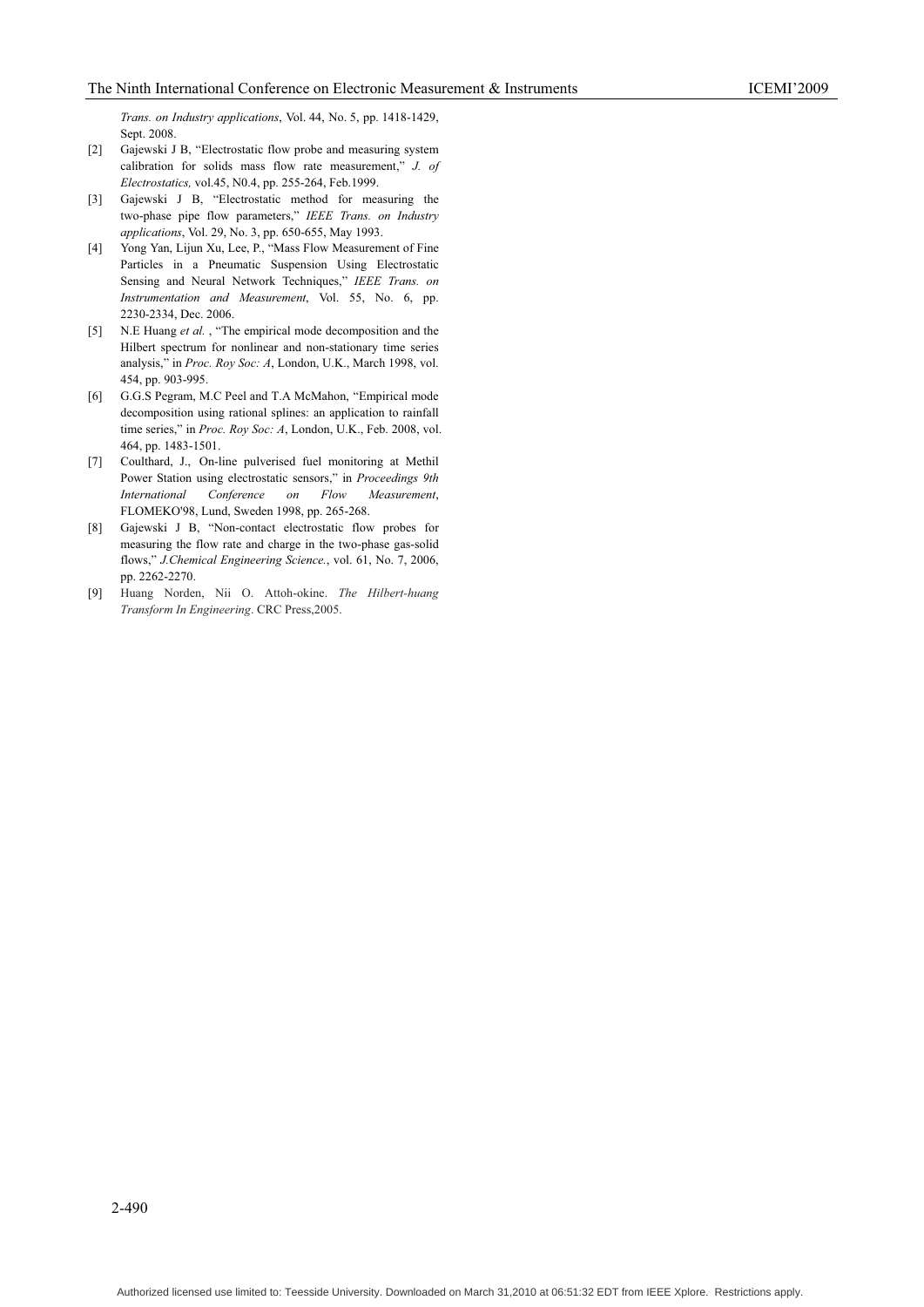*Trans. on Industry applications*, Vol. 44, No. 5, pp. 1418-1429, Sept. 2008.

[2] Gajewski J B, "Electrostatic flow probe and measuring system calibration for solids mass flow rate measurement," *J. of Electrostatics,* vol.45, N0.4, pp. 255-264, Feb.1999.

[3] Gajewski J B, "Electrostatic method for measuring the two-phase pipe flow parameters," *IEEE Trans. on Industry applications*, Vol. 29, No. 3, pp. 650-655, May 1993.

[4] Yong Yan, Lijun Xu, Lee, P., "Mass Flow Measurement of Fine Particles in a Pneumatic Suspension Using Electrostatic Sensing and Neural Network Techniques," *IEEE Trans. on Instrumentation and Measurement*, Vol. 55, No. 6, pp. 2230-2334, Dec. 2006.

[5] N.E Huang *et al.* , "The empirical mode decomposition and the Hilbert spectrum for nonlinear and non-stationary time series analysis," in *Proc. Roy Soc: A*, London, U.K., March 1998, vol. 454, pp. 903-995.

[6] G.G.S Pegram, M.C Peel and T.A McMahon, "Empirical mode decomposition using rational splines: an application to rainfall time series," in *Proc. Roy Soc: A*, London, U.K., Feb. 2008, vol. 464, pp. 1483-1501.

[7] Coulthard, J., On-line pulverised fuel monitoring at Methil Power Station using electrostatic sensors," in *Proceedings 9th International Conference on Flow Measurement*, FLOMEKO'98, Lund, Sweden 1998, pp. 265-268.

[8] Gajewski J B, "Non-contact electrostatic flow probes for measuring the flow rate and charge in the two-phase gas-solid flows," *J.Chemical Engineering Science.*, vol. 61, No. 7, 2006, pp. 2262-2270.

[9] Huang Norden, Nii O. Attoh-okine. *The Hilbert-huang Transform In Engineering*. CRC Press,2005.